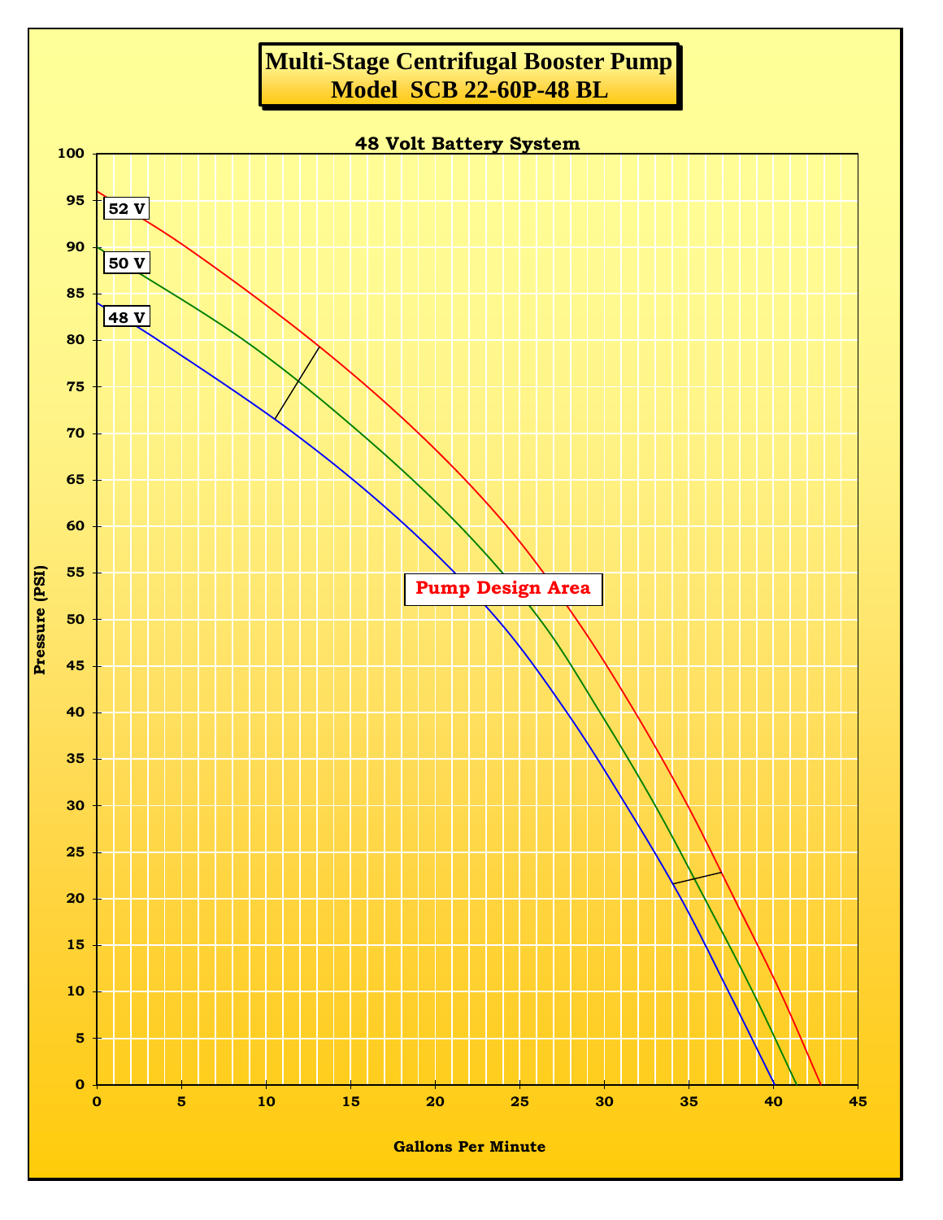# Multi-Stage Centrifugal Booster Pump
## Model SCB 22-60P-48 BL

48 Volt Battery System

52 V

50 V

48 V

Pump Design Area

Pressure (PSI)

Gallons Per Minute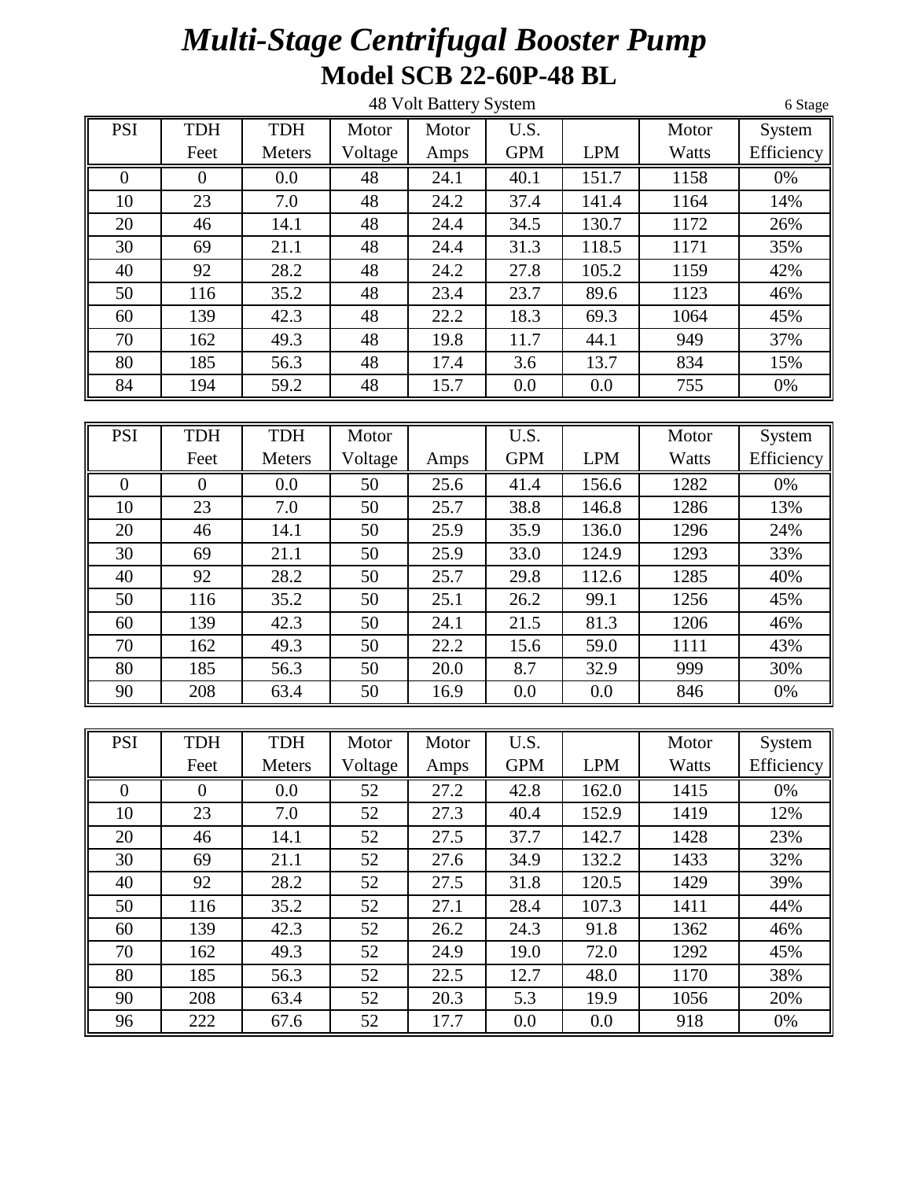# *Multi-Stage Centrifugal Booster Pump*

## Model SCB 22-60P-48 BL

48 Volt Battery System

6 Stage

| PSI | TDH Feet | TDH Meters | Motor Voltage | Motor Amps | U.S. GPM | LPM | Motor Watts | System Efficiency |
|---|---|---|---|---|---|---|---|---|
| 0 | 0 | 0.0 | 48 | 24.1 | 40.1 | 151.7 | 1158 | 0% |
| 10 | 23 | 7.0 | 48 | 24.2 | 37.4 | 141.4 | 1164 | 14% |
| 20 | 46 | 14.1 | 48 | 24.4 | 34.5 | 130.7 | 1172 | 26% |
| 30 | 69 | 21.1 | 48 | 24.4 | 31.3 | 118.5 | 1171 | 35% |
| 40 | 92 | 28.2 | 48 | 24.2 | 27.8 | 105.2 | 1159 | 42% |
| 50 | 116 | 35.2 | 48 | 23.4 | 23.7 | 89.6 | 1123 | 46% |
| 60 | 139 | 42.3 | 48 | 22.2 | 18.3 | 69.3 | 1064 | 45% |
| 70 | 162 | 49.3 | 48 | 19.8 | 11.7 | 44.1 | 949 | 37% |
| 80 | 185 | 56.3 | 48 | 17.4 | 3.6 | 13.7 | 834 | 15% |
| 84 | 194 | 59.2 | 48 | 15.7 | 0.0 | 0.0 | 755 | 0% |

| PSI | TDH Feet | TDH Meters | Motor Voltage | Amps | U.S. GPM | LPM | Motor Watts | System Efficiency |
|---|---|---|---|---|---|---|---|---|
| 0 | 0 | 0.0 | 50 | 25.6 | 41.4 | 156.6 | 1282 | 0% |
| 10 | 23 | 7.0 | 50 | 25.7 | 38.8 | 146.8 | 1286 | 13% |
| 20 | 46 | 14.1 | 50 | 25.9 | 35.9 | 136.0 | 1296 | 24% |
| 30 | 69 | 21.1 | 50 | 25.9 | 33.0 | 124.9 | 1293 | 33% |
| 40 | 92 | 28.2 | 50 | 25.7 | 29.8 | 112.6 | 1285 | 40% |
| 50 | 116 | 35.2 | 50 | 25.1 | 26.2 | 99.1 | 1256 | 45% |
| 60 | 139 | 42.3 | 50 | 24.1 | 21.5 | 81.3 | 1206 | 46% |
| 70 | 162 | 49.3 | 50 | 22.2 | 15.6 | 59.0 | 1111 | 43% |
| 80 | 185 | 56.3 | 50 | 20.0 | 8.7 | 32.9 | 999 | 30% |
| 90 | 208 | 63.4 | 50 | 16.9 | 0.0 | 0.0 | 846 | 0% |

| PSI | TDH Feet | TDH Meters | Motor Voltage | Motor Amps | U.S. GPM | LPM | Motor Watts | System Efficiency |
|---|---|---|---|---|---|---|---|---|
| 0 | 0 | 0.0 | 52 | 27.2 | 42.8 | 162.0 | 1415 | 0% |
| 10 | 23 | 7.0 | 52 | 27.3 | 40.4 | 152.9 | 1419 | 12% |
| 20 | 46 | 14.1 | 52 | 27.5 | 37.7 | 142.7 | 1428 | 23% |
| 30 | 69 | 21.1 | 52 | 27.6 | 34.9 | 132.2 | 1433 | 32% |
| 40 | 92 | 28.2 | 52 | 27.5 | 31.8 | 120.5 | 1429 | 39% |
| 50 | 116 | 35.2 | 52 | 27.1 | 28.4 | 107.3 | 1411 | 44% |
| 60 | 139 | 42.3 | 52 | 26.2 | 24.3 | 91.8 | 1362 | 46% |
| 70 | 162 | 49.3 | 52 | 24.9 | 19.0 | 72.0 | 1292 | 45% |
| 80 | 185 | 56.3 | 52 | 22.5 | 12.7 | 48.0 | 1170 | 38% |
| 90 | 208 | 63.4 | 52 | 20.3 | 5.3 | 19.9 | 1056 | 20% |
| 96 | 222 | 67.6 | 52 | 17.7 | 0.0 | 0.0 | 918 | 0% |